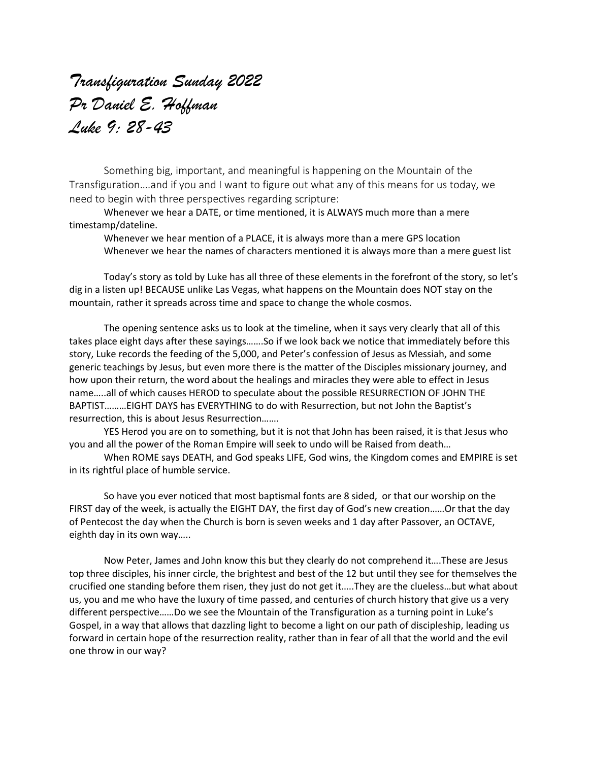# *Transfiguration Sunday 2022*
# *Pr Daniel E. Hoffman*
# *Luke 9: 28-43*

Something big, important, and meaningful is happening on the Mountain of the Transfiguration….and if you and I want to figure out what any of this means for us today, we need to begin with three perspectives regarding scripture:

Whenever we hear a DATE, or time mentioned, it is ALWAYS much more than a mere timestamp/dateline.

Whenever we hear mention of a PLACE, it is always more than a mere GPS location

Whenever we hear the names of characters mentioned it is always more than a mere guest list

Today's story as told by Luke has all three of these elements in the forefront of the story, so let's dig in a listen up! BECAUSE unlike Las Vegas, what happens on the Mountain does NOT stay on the mountain, rather it spreads across time and space to change the whole cosmos.

The opening sentence asks us to look at the timeline, when it says very clearly that all of this takes place eight days after these sayings…….So if we look back we notice that immediately before this story, Luke records the feeding of the 5,000, and Peter's confession of Jesus as Messiah, and some generic teachings by Jesus, but even more there is the matter of the Disciples missionary journey, and how upon their return, the word about the healings and miracles they were able to effect in Jesus name…..all of which causes HEROD to speculate about the possible RESURRECTION OF JOHN THE BAPTIST………EIGHT DAYS has EVERYTHING to do with Resurrection, but not John the Baptist's resurrection, this is about Jesus Resurrection…….

YES Herod you are on to something, but it is not that John has been raised, it is that Jesus who you and all the power of the Roman Empire will seek to undo will be Raised from death…

When ROME says DEATH, and God speaks LIFE, God wins, the Kingdom comes and EMPIRE is set in its rightful place of humble service.

So have you ever noticed that most baptismal fonts are 8 sided, or that our worship on the FIRST day of the week, is actually the EIGHT DAY, the first day of God's new creation……Or that the day of Pentecost the day when the Church is born is seven weeks and 1 day after Passover, an OCTAVE, eighth day in its own way…..

Now Peter, James and John know this but they clearly do not comprehend it….These are Jesus top three disciples, his inner circle, the brightest and best of the 12 but until they see for themselves the crucified one standing before them risen, they just do not get it…..They are the clueless…but what about us, you and me who have the luxury of time passed, and centuries of church history that give us a very different perspective……Do we see the Mountain of the Transfiguration as a turning point in Luke's Gospel, in a way that allows that dazzling light to become a light on our path of discipleship, leading us forward in certain hope of the resurrection reality, rather than in fear of all that the world and the evil one throw in our way?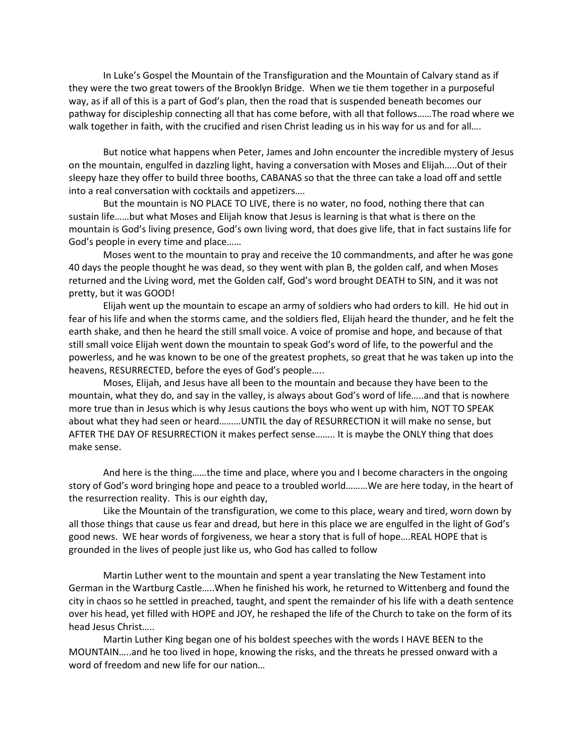In Luke's Gospel the Mountain of the Transfiguration and the Mountain of Calvary stand as if they were the two great towers of the Brooklyn Bridge. When we tie them together in a purposeful way, as if all of this is a part of God's plan, then the road that is suspended beneath becomes our pathway for discipleship connecting all that has come before, with all that follows……The road where we walk together in faith, with the crucified and risen Christ leading us in his way for us and for all….

But notice what happens when Peter, James and John encounter the incredible mystery of Jesus on the mountain, engulfed in dazzling light, having a conversation with Moses and Elijah…..Out of their sleepy haze they offer to build three booths, CABANAS so that the three can take a load off and settle into a real conversation with cocktails and appetizers….

But the mountain is NO PLACE TO LIVE, there is no water, no food, nothing there that can sustain life……but what Moses and Elijah know that Jesus is learning is that what is there on the mountain is God's living presence, God's own living word, that does give life, that in fact sustains life for God's people in every time and place……

Moses went to the mountain to pray and receive the 10 commandments, and after he was gone 40 days the people thought he was dead, so they went with plan B, the golden calf, and when Moses returned and the Living word, met the Golden calf, God's word brought DEATH to SIN, and it was not pretty, but it was GOOD!

Elijah went up the mountain to escape an army of soldiers who had orders to kill. He hid out in fear of his life and when the storms came, and the soldiers fled, Elijah heard the thunder, and he felt the earth shake, and then he heard the still small voice. A voice of promise and hope, and because of that still small voice Elijah went down the mountain to speak God's word of life, to the powerful and the powerless, and he was known to be one of the greatest prophets, so great that he was taken up into the heavens, RESURRECTED, before the eyes of God's people…..

Moses, Elijah, and Jesus have all been to the mountain and because they have been to the mountain, what they do, and say in the valley, is always about God's word of life…..and that is nowhere more true than in Jesus which is why Jesus cautions the boys who went up with him, NOT TO SPEAK about what they had seen or heard………UNTIL the day of RESURRECTION it will make no sense, but AFTER THE DAY OF RESURRECTION it makes perfect sense…….. It is maybe the ONLY thing that does make sense.

And here is the thing……the time and place, where you and I become characters in the ongoing story of God's word bringing hope and peace to a troubled world………We are here today, in the heart of the resurrection reality. This is our eighth day,

Like the Mountain of the transfiguration, we come to this place, weary and tired, worn down by all those things that cause us fear and dread, but here in this place we are engulfed in the light of God's good news. WE hear words of forgiveness, we hear a story that is full of hope….REAL HOPE that is grounded in the lives of people just like us, who God has called to follow

Martin Luther went to the mountain and spent a year translating the New Testament into German in the Wartburg Castle…..When he finished his work, he returned to Wittenberg and found the city in chaos so he settled in preached, taught, and spent the remainder of his life with a death sentence over his head, yet filled with HOPE and JOY, he reshaped the life of the Church to take on the form of its head Jesus Christ…..

Martin Luther King began one of his boldest speeches with the words I HAVE BEEN to the MOUNTAIN…..and he too lived in hope, knowing the risks, and the threats he pressed onward with a word of freedom and new life for our nation…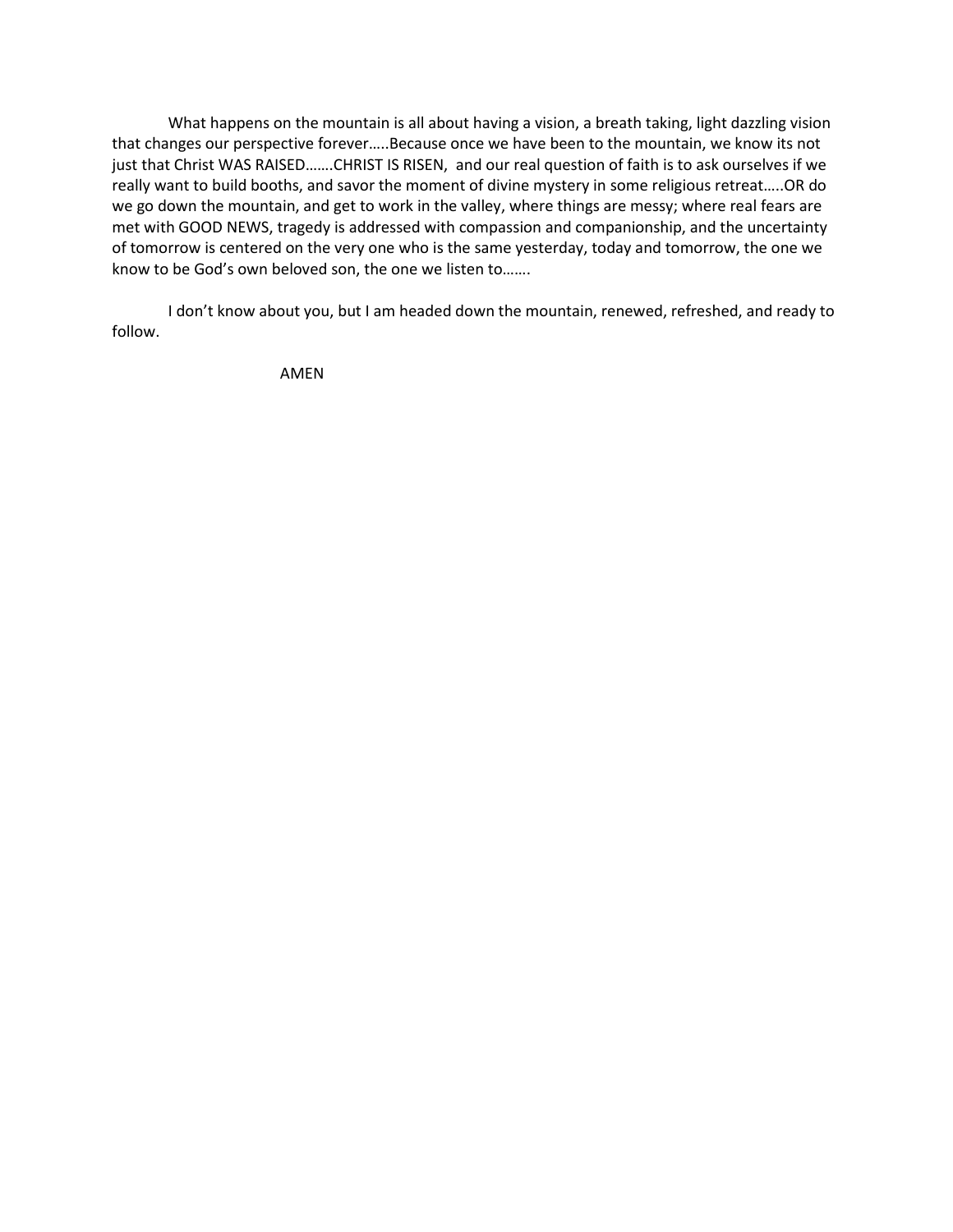What happens on the mountain is all about having a vision, a breath taking, light dazzling vision that changes our perspective forever…..Because once we have been to the mountain, we know its not just that Christ WAS RAISED…….CHRIST IS RISEN, and our real question of faith is to ask ourselves if we really want to build booths, and savor the moment of divine mystery in some religious retreat…..OR do we go down the mountain, and get to work in the valley, where things are messy; where real fears are met with GOOD NEWS, tragedy is addressed with compassion and companionship, and the uncertainty of tomorrow is centered on the very one who is the same yesterday, today and tomorrow, the one we know to be God's own beloved son, the one we listen to…….

I don't know about you, but I am headed down the mountain, renewed, refreshed, and ready to follow.

AMEN